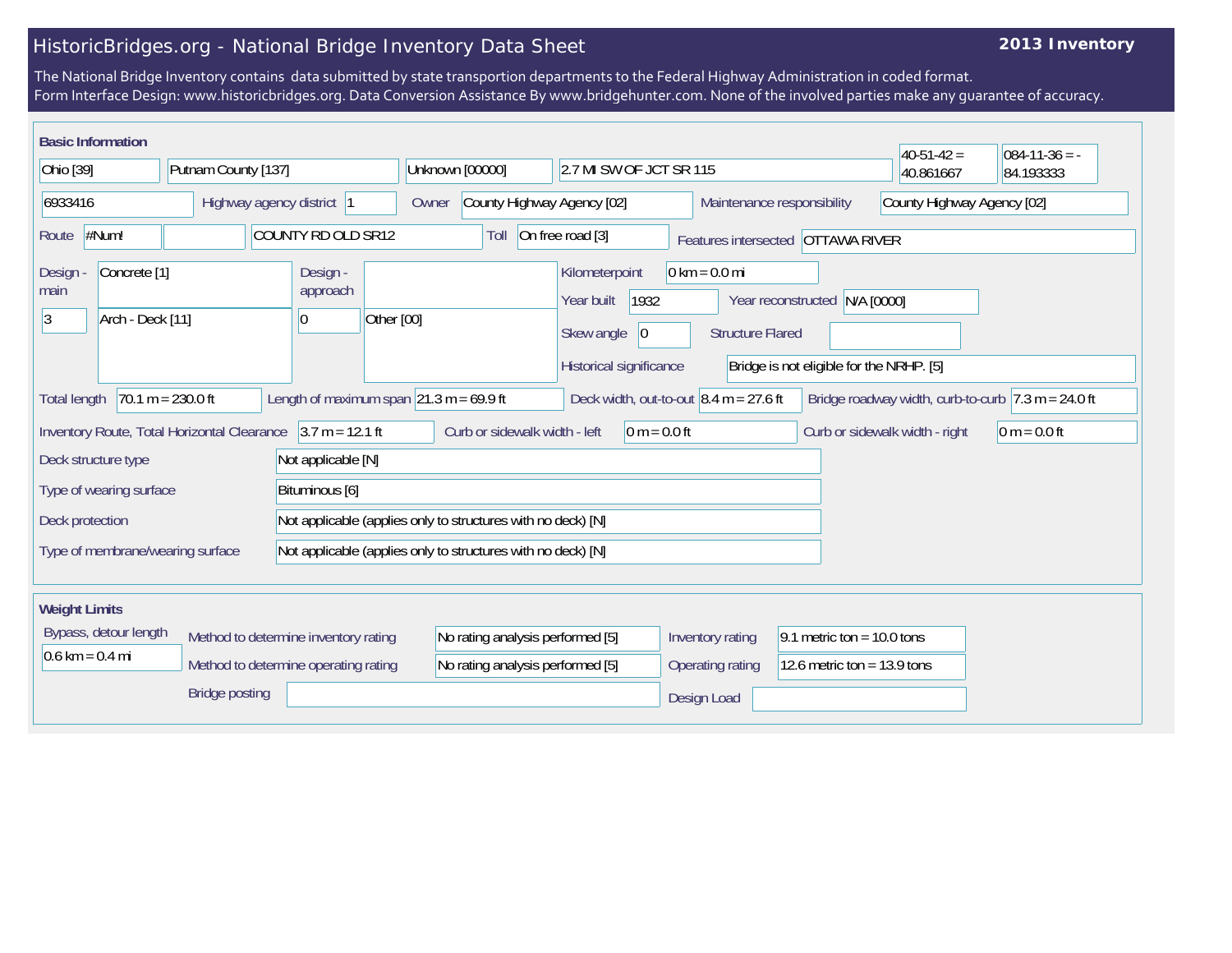# HistoricBridges.org - National Bridge Inventory Data Sheet

**2013 Inventory**

The National Bridge Inventory contains data submitted by state transportion departments to the Federal Highway Administration in coded format.
Form Interface Design: www.historicbridges.org. Data Conversion Assistance By www.bridgehunter.com. None of the involved parties make any guarantee of accuracy.

## Basic Information

| | | | | | |
|---|---|---|---|---|---|
| Ohio [39] | Putnam County [137] | Unknown [00000] | 2.7 MI SW OF JCT SR 115 | 40-51-42 = 40.861667 | 084-11-36 = -84.193333 |

| | |
|---|---|
| Structure number | 6933416 |
| Highway agency district | 1 |
| Owner | County Highway Agency [02] |
| Maintenance responsibility | County Highway Agency [02] |
| Route | #Num! |
| | COUNTY RD OLD SR12 |
| Toll | On free road [3] |
| Features intersected | OTTAWA RIVER |
| Design - main | Concrete [1] |
| | 3 — Arch - Deck [11] |
| Design - approach | |
| | 0 — Other [00] |
| Kilometerpoint | 0 km = 0.0 mi |
| Year built | 1932 |
| Year reconstructed | N/A [0000] |
| Skew angle | 0 |
| Structure Flared | |
| Historical significance | Bridge is not eligible for the NRHP. [5] |
| Total length | 70.1 m = 230.0 ft |
| Length of maximum span | 21.3 m = 69.9 ft |
| Deck width, out-to-out | 8.4 m = 27.6 ft |
| Bridge roadway width, curb-to-curb | 7.3 m = 24.0 ft |
| Inventory Route, Total Horizontal Clearance | 3.7 m = 12.1 ft |
| Curb or sidewalk width - left | 0 m = 0.0 ft |
| Curb or sidewalk width - right | 0 m = 0.0 ft |
| Deck structure type | Not applicable [N] |
| Type of wearing surface | Bituminous [6] |
| Deck protection | Not applicable (applies only to structures with no deck) [N] |
| Type of membrane/wearing surface | Not applicable (applies only to structures with no deck) [N] |

## Weight Limits

| | |
|---|---|
| Bypass, detour length | 0.6 km = 0.4 mi |
| Method to determine inventory rating | No rating analysis performed [5] |
| Method to determine operating rating | No rating analysis performed [5] |
| Inventory rating | 9.1 metric ton = 10.0 tons |
| Operating rating | 12.6 metric ton = 13.9 tons |
| Bridge posting | |
| Design Load | |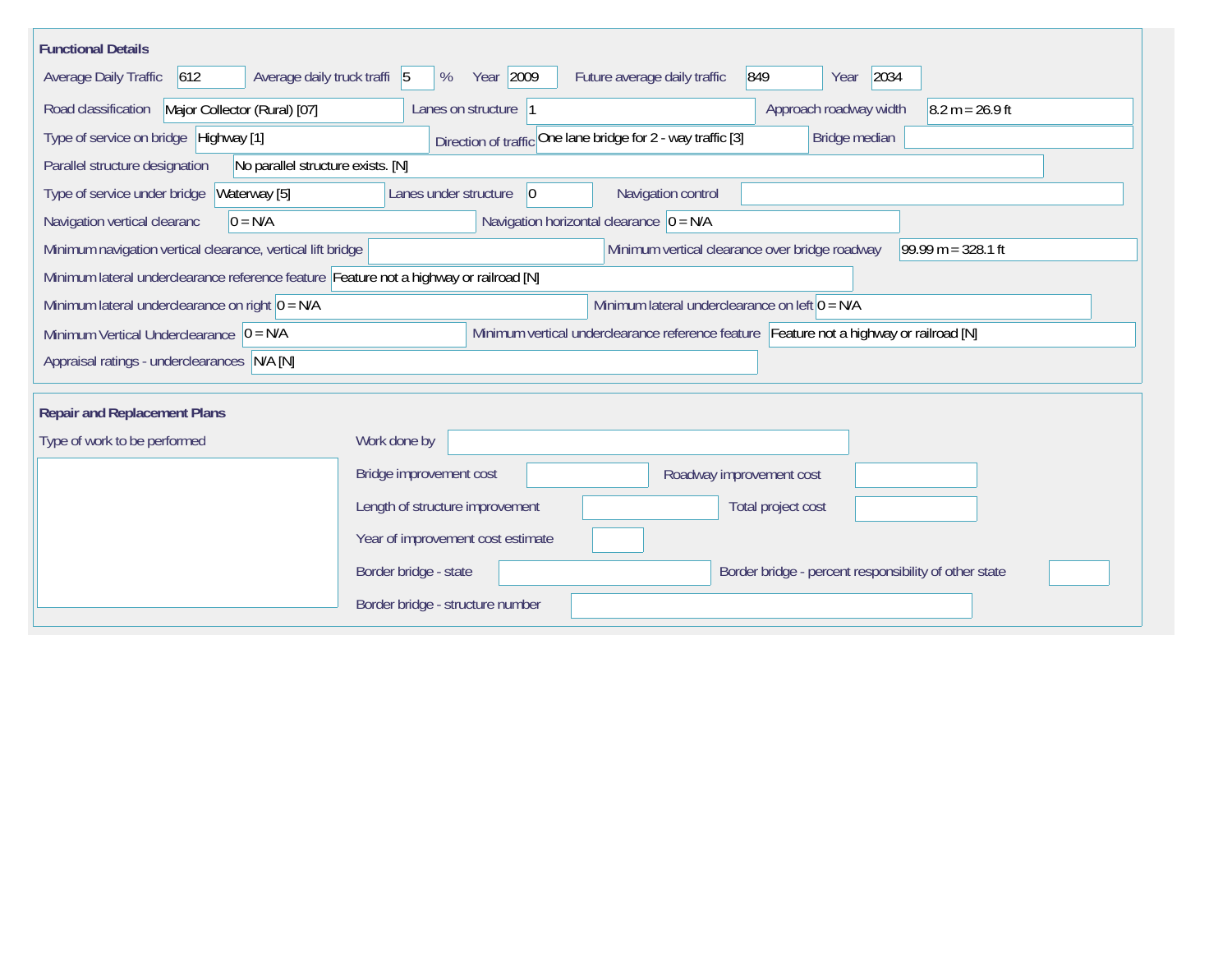## Functional Details

Average Daily Traffic: 612
Average daily truck traffi: 5 %
Year: 2009
Future average daily traffic: 849
Year: 2034

Road classification: Major Collector (Rural) [07]
Lanes on structure: 1
Approach roadway width: 8.2 m = 26.9 ft

Type of service on bridge: Highway [1]
Direction of traffic: One lane bridge for 2 - way traffic [3]
Bridge median:

Parallel structure designation: No parallel structure exists. [N]

Type of service under bridge: Waterway [5]
Lanes under structure: 0
Navigation control:

Navigation vertical clearanc: 0 = N/A
Navigation horizontal clearance: 0 = N/A

Minimum navigation vertical clearance, vertical lift bridge:
Minimum vertical clearance over bridge roadway: 99.99 m = 328.1 ft

Minimum lateral underclearance reference feature: Feature not a highway or railroad [N]

Minimum lateral underclearance on right: 0 = N/A
Minimum lateral underclearance on left: 0 = N/A

Minimum Vertical Underclearance: 0 = N/A
Minimum vertical underclearance reference feature: Feature not a highway or railroad [N]

Appraisal ratings - underclearances: N/A [N]

## Repair and Replacement Plans

Type of work to be performed:

Work done by:

Bridge improvement cost:
Roadway improvement cost:

Length of structure improvement:
Total project cost:

Year of improvement cost estimate:

Border bridge - state:
Border bridge - percent responsibility of other state:

Border bridge - structure number: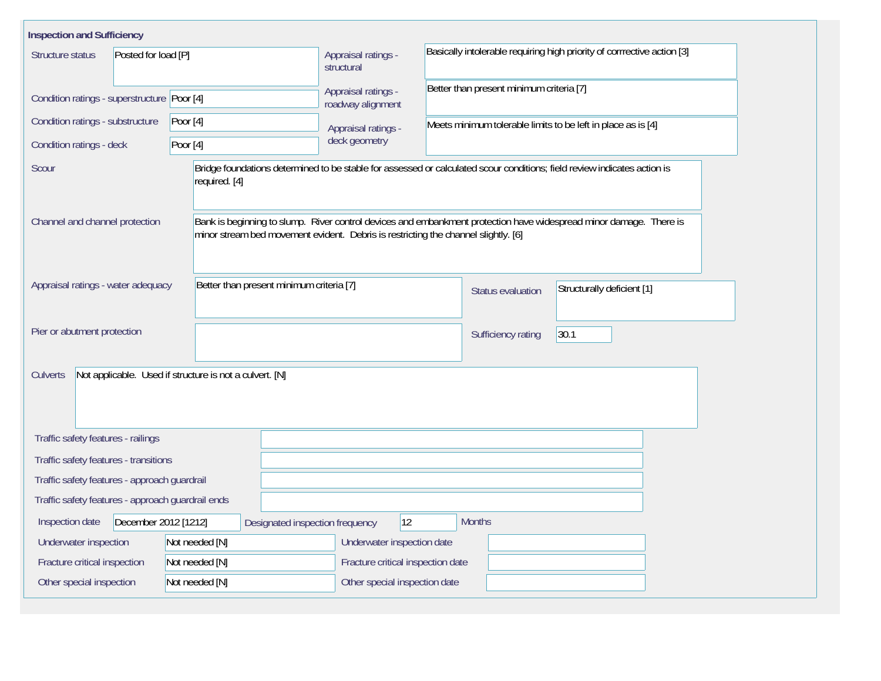## Inspection and Sufficiency

| Field | Value |
|---|---|
| Structure status | Posted for load [P] |
| Condition ratings - superstructure | Poor [4] |
| Condition ratings - substructure | Poor [4] |
| Condition ratings - deck | Poor [4] |
| Appraisal ratings - structural | Basically intolerable requiring high priority of corrrective action [3] |
| Appraisal ratings - roadway alignment | Better than present minimum criteria [7] |
| Appraisal ratings - deck geometry | Meets minimum tolerable limits to be left in place as is [4] |
| Scour | Bridge foundations determined to be stable for assessed or calculated scour conditions; field review indicates action is required. [4] |
| Channel and channel protection | Bank is beginning to slump. River control devices and embankment protection have widespread minor damage. There is minor stream bed movement evident. Debris is restricting the channel slightly. [6] |
| Appraisal ratings - water adequacy | Better than present minimum criteria [7] |
| Status evaluation | Structurally deficient [1] |
| Pier or abutment protection | |
| Sufficiency rating | 30.1 |
| Culverts | Not applicable. Used if structure is not a culvert. [N] |
| Traffic safety features - railings | |
| Traffic safety features - transitions | |
| Traffic safety features - approach guardrail | |
| Traffic safety features - approach guardrail ends | |
| Inspection date | December 2012 [1212] |
| Designated inspection frequency | 12 Months |
| Underwater inspection | Not needed [N] |
| Underwater inspection date | |
| Fracture critical inspection | Not needed [N] |
| Fracture critical inspection date | |
| Other special inspection | Not needed [N] |
| Other special inspection date | |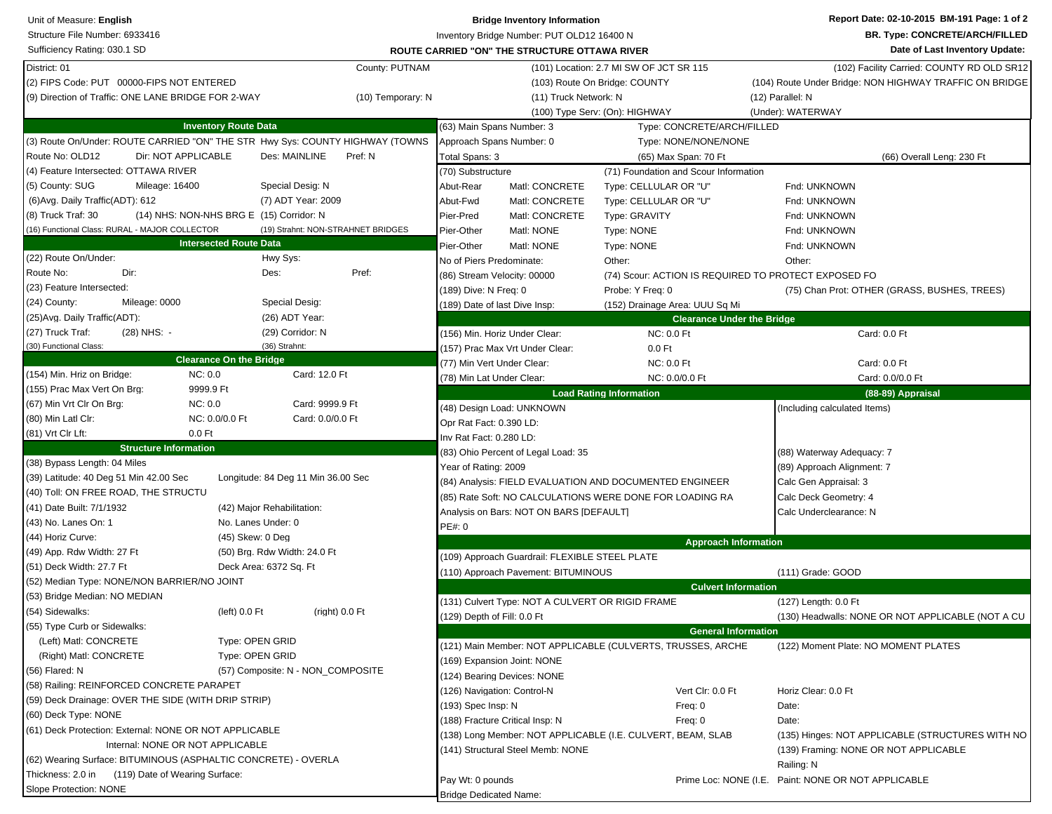Unit of Measure: **English**
Structure File Number: 6933416
Sufficiency Rating: 030.1 SD

**Bridge Inventory Information**
Inventory Bridge Number: PUT OLD12 16400 N
**ROUTE CARRIED "ON" THE STRUCTURE OTTAWA RIVER**

**Report Date: 02-10-2015 BM-191**
**BR. Type: CONCRETE/ARCH/FILLED**
**Date of Last Inventory Update:**

District: 01 | County: PUTNAM | (101) Location: 2.7 MI SW OF JCT SR 115 | (102) Facility Carried: COUNTY RD OLD SR12
(2) FIPS Code: PUT 00000-FIPS NOT ENTERED | (103) Route On Bridge: COUNTY | (104) Route Under Bridge: NON HIGHWAY TRAFFIC ON BRIDGE
(9) Direction of Traffic: ONE LANE BRIDGE FOR 2-WAY | (10) Temporary: N | (11) Truck Network: N | (12) Parallel: N
(100) Type Serv: (On): HIGHWAY | (Under): WATERWAY

## Inventory Route Data

(3) Route On/Under: ROUTE CARRIED "ON" THE STR | Hwy Sys: COUNTY HIGHWAY (TOWNS
Route No: OLD12 | Dir: NOT APPLICABLE | Des: MAINLINE | Pref: N
(4) Feature Intersected: OTTAWA RIVER
(5) County: SUG | Mileage: 16400 | Special Desig: N
(6)Avg. Daily Traffic(ADT): 612 | (7) ADT Year: 2009
(8) Truck Traf: 30 | (14) NHS: NON-NHS BRG E | (15) Corridor: N
(16) Functional Class: RURAL - MAJOR COLLECTOR | (19) Strahnt: NON-STRAHNET BRIDGES

## Intersected Route Data

(22) Route On/Under: | Hwy Sys:
Route No: | Dir: | Des: | Pref:
(23) Feature Intersected:
(24) County: | Mileage: 0000 | Special Desig:
(25)Avg. Daily Traffic(ADT): | (26) ADT Year:
(27) Truck Traf: | (28) NHS: - | (29) Corridor: N
(30) Functional Class: | (36) Strahnt:

## Clearance On the Bridge

(154) Min. Hriz on Bridge: NC: 0.0 | Card: 12.0 Ft
(155) Prac Max Vert On Brg: 9999.9 Ft
(67) Min Vrt Clr On Brg: NC: 0.0 | Card: 9999.9 Ft
(80) Min Latl Clr: NC: 0.0/0.0 Ft | Card: 0.0/0.0 Ft
(81) Vrt Clr Lft: 0.0 Ft

## Structure Information

(38) Bypass Length: 04 Miles
(39) Latitude: 40 Deg 51 Min 42.00 Sec | Longitude: 84 Deg 11 Min 36.00 Sec
(40) Toll: ON FREE ROAD, THE STRUCTU
(41) Date Built: 7/1/1932 | (42) Major Rehabilitation:
(43) No. Lanes On: 1 | No. Lanes Under: 0
(44) Horiz Curve: | (45) Skew: 0 Deg
(49) App. Rdw Width: 27 Ft | (50) Brg. Rdw Width: 24.0 Ft
(51) Deck Width: 27.7 Ft | Deck Area: 6372 Sq. Ft
(52) Median Type: NONE/NON BARRIER/NO JOINT
(53) Bridge Median: NO MEDIAN
(54) Sidewalks: (left) 0.0 Ft | (right) 0.0 Ft
(55) Type Curb or Sidewalks:
(Left) Matl: CONCRETE | Type: OPEN GRID
(Right) Matl: CONCRETE | Type: OPEN GRID
(56) Flared: N | (57) Composite: N - NON_COMPOSITE
(58) Railing: REINFORCED CONCRETE PARAPET
(59) Deck Drainage: OVER THE SIDE (WITH DRIP STRIP)
(60) Deck Type: NONE
(61) Deck Protection: External: NONE OR NOT APPLICABLE
Internal: NONE OR NOT APPLICABLE
(62) Wearing Surface: BITUMINOUS (ASPHALTIC CONCRETE) - OVERLA
Thickness: 2.0 in | (119) Date of Wearing Surface:
Slope Protection: NONE

---

(63) Main Spans Number: 3 | Type: CONCRETE/ARCH/FILLED
Approach Spans Number: 0 | Type: NONE/NONE/NONE
Total Spans: 3 | (65) Max Span: 70 Ft | (66) Overall Leng: 230 Ft

| (70) Substructure | | (71) Foundation and Scour Information | |
|---|---|---|---|
| Abut-Rear | Matl: CONCRETE | Type: CELLULAR OR "U" | Fnd: UNKNOWN |
| Abut-Fwd | Matl: CONCRETE | Type: CELLULAR OR "U" | Fnd: UNKNOWN |
| Pier-Pred | Matl: CONCRETE | Type: GRAVITY | Fnd: UNKNOWN |
| Pier-Other | Matl: NONE | Type: NONE | Fnd: UNKNOWN |
| Pier-Other | Matl: NONE | Type: NONE | Fnd: UNKNOWN |
| No of Piers Predominate: | | Other: | Other: |

(86) Stream Velocity: 00000 | (74) Scour: ACTION IS REQUIRED TO PROTECT EXPOSED FO
(189) Dive: N Freq: 0 | Probe: Y Freq: 0 | (75) Chan Prot: OTHER (GRASS, BUSHES, TREES)
(189) Date of last Dive Insp: | (152) Drainage Area: UUU Sq Mi

## Clearance Under the Bridge

(156) Min. Horiz Under Clear: NC: 0.0 Ft | Card: 0.0 Ft
(157) Prac Max Vrt Under Clear: 0.0 Ft
(77) Min Vert Under Clear: NC: 0.0 Ft | Card: 0.0 Ft
(78) Min Lat Under Clear: NC: 0.0/0.0 Ft | Card: 0.0/0.0 Ft

## Load Rating Information

(48) Design Load: UNKNOWN
Opr Rat Fact: 0.390 LD:
Inv Rat Fact: 0.280 LD:
(83) Ohio Percent of Legal Load: 35
Year of Rating: 2009
(84) Analysis: FIELD EVALUATION AND DOCUMENTED ENGINEER
(85) Rate Soft: NO CALCULATIONS WERE DONE FOR LOADING RA
Analysis on Bars: NOT ON BARS [DEFAULT]
PE#: 0

## (88-89) Appraisal

(Including calculated Items)
(88) Waterway Adequacy: 7
(89) Approach Alignment: 7
Calc Gen Appraisal: 3
Calc Deck Geometry: 4
Calc Underclearance: N

## Approach Information

(109) Approach Guardrail: FLEXIBLE STEEL PLATE
(110) Approach Pavement: BITUMINOUS | (111) Grade: GOOD

## Culvert Information

(131) Culvert Type: NOT A CULVERT OR RIGID FRAME | (127) Length: 0.0 Ft
(129) Depth of Fill: 0.0 Ft | (130) Headwalls: NONE OR NOT APPLICABLE (NOT A CU

## General Information

(121) Main Member: NOT APPLICABLE (CULVERTS, TRUSSES, ARCHE | (122) Moment Plate: NO MOMENT PLATES
(169) Expansion Joint: NONE
(124) Bearing Devices: NONE
(126) Navigation: Control-N | Vert Clr: 0.0 Ft | Horiz Clear: 0.0 Ft
(193) Spec Insp: N | Freq: 0 | Date:
(188) Fracture Critical Insp: N | Freq: 0 | Date:
(138) Long Member: NOT APPLICABLE (I.E. CULVERT, BEAM, SLAB | (135) Hinges: NOT APPLICABLE (STRUCTURES WITH NO
(141) Structural Steel Memb: NONE | (139) Framing: NONE OR NOT APPLICABLE
Railing: N
Pay Wt: 0 pounds | Prime Loc: NONE (I.E. | Paint: NONE OR NOT APPLICABLE
Bridge Dedicated Name: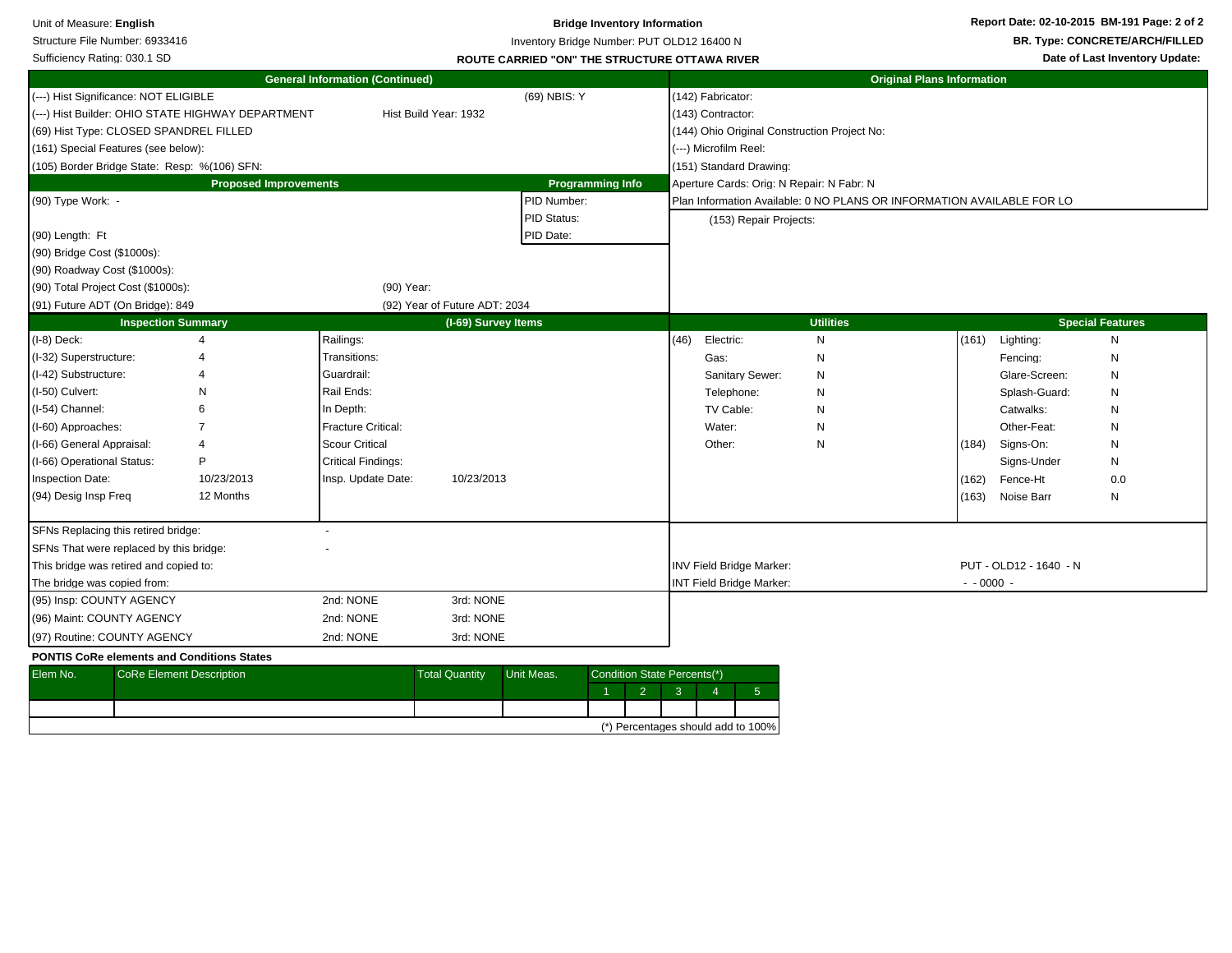Unit of Measure: **English**
Structure File Number: 6933416
Sufficiency Rating: 030.1 SD

**Bridge Inventory Information**
Inventory Bridge Number: PUT OLD12 16400 N
**ROUTE CARRIED "ON" THE STRUCTURE OTTAWA RIVER**

**Report Date: 02-10-2015 BM-191**
**BR. Type: CONCRETE/ARCH/FILLED**
**Date of Last Inventory Update:**

## General Information (Continued)

| | | |
|---|---|---|
| (---) Hist Significance: NOT ELIGIBLE | | (69) NBIS: Y |
| (---) Hist Builder: OHIO STATE HIGHWAY DEPARTMENT | Hist Build Year: 1932 | |
| (69) Hist Type: CLOSED SPANDREL FILLED | | |
| (161) Special Features (see below): | | |
| (105) Border Bridge State: Resp: %(106) SFN: | | |

## Original Plans Information

(142) Fabricator:
(143) Contractor:
(144) Ohio Original Construction Project No:
(---) Microfilm Reel:
(151) Standard Drawing:
Aperture Cards: Orig: N Repair: N Fabr: N
Plan Information Available: 0 NO PLANS OR INFORMATION AVAILABLE FOR LO

(153) Repair Projects:

## Proposed Improvements

| Proposed Improvements | | Programming Info |
|---|---|---|
| (90) Type Work: - | | PID Number: |
| | | PID Status: |
| (90) Length: Ft | | PID Date: |
| (90) Bridge Cost ($1000s): | | |
| (90) Roadway Cost ($1000s): | | |
| (90) Total Project Cost ($1000s): | (90) Year: | |
| (91) Future ADT (On Bridge): 849 | (92) Year of Future ADT: 2034 | |

## Inspection Summary / (I-69) Survey Items

| Inspection Summary | | (I-69) Survey Items | |
|---|---|---|---|
| (I-8) Deck: | 4 | Railings: | |
| (I-32) Superstructure: | 4 | Transitions: | |
| (I-42) Substructure: | 4 | Guardrail: | |
| (I-50) Culvert: | N | Rail Ends: | |
| (I-54) Channel: | 6 | In Depth: | |
| (I-60) Approaches: | 7 | Fracture Critical: | |
| (I-66) General Appraisal: | 4 | Scour Critical | |
| (I-66) Operational Status: | P | Critical Findings: | |
| Inspection Date: | 10/23/2013 | Insp. Update Date: | 10/23/2013 |
| (94) Desig Insp Freq | 12 Months | | |

## Utilities

| | | |
|---|---|---|
| (46) | Electric: | N |
| | Gas: | N |
| | Sanitary Sewer: | N |
| | Telephone: | N |
| | TV Cable: | N |
| | Water: | N |
| | Other: | N |

## Special Features

| | | |
|---|---|---|
| (161) | Lighting: | N |
| | Fencing: | N |
| | Glare-Screen: | N |
| | Splash-Guard: | N |
| | Catwalks: | N |
| | Other-Feat: | N |
| (184) | Signs-On: | N |
| | Signs-Under | N |
| (162) | Fence-Ht | 0.0 |
| (163) | Noise Barr | N |

SFNs Replacing this retired bridge: -
SFNs That were replaced by this bridge: -
This bridge was retired and copied to:
The bridge was copied from:

| | | |
|---|---|---|
| (95) Insp: COUNTY AGENCY | 2nd: NONE | 3rd: NONE |
| (96) Maint: COUNTY AGENCY | 2nd: NONE | 3rd: NONE |
| (97) Routine: COUNTY AGENCY | 2nd: NONE | 3rd: NONE |

INV Field Bridge Marker: PUT - OLD12 - 1640 - N
INT Field Bridge Marker: - - 0000 -

**PONTIS CoRe elements and Conditions States**

| Elem No. | CoRe Element Description | Total Quantity | Unit Meas. | Condition State Percents(*) | | | | |
|---|---|---|---|---|---|---|---|---|
| | | | | 1 | 2 | 3 | 4 | 5 |
| | | | | | | | | |

(*) Percentages should add to 100%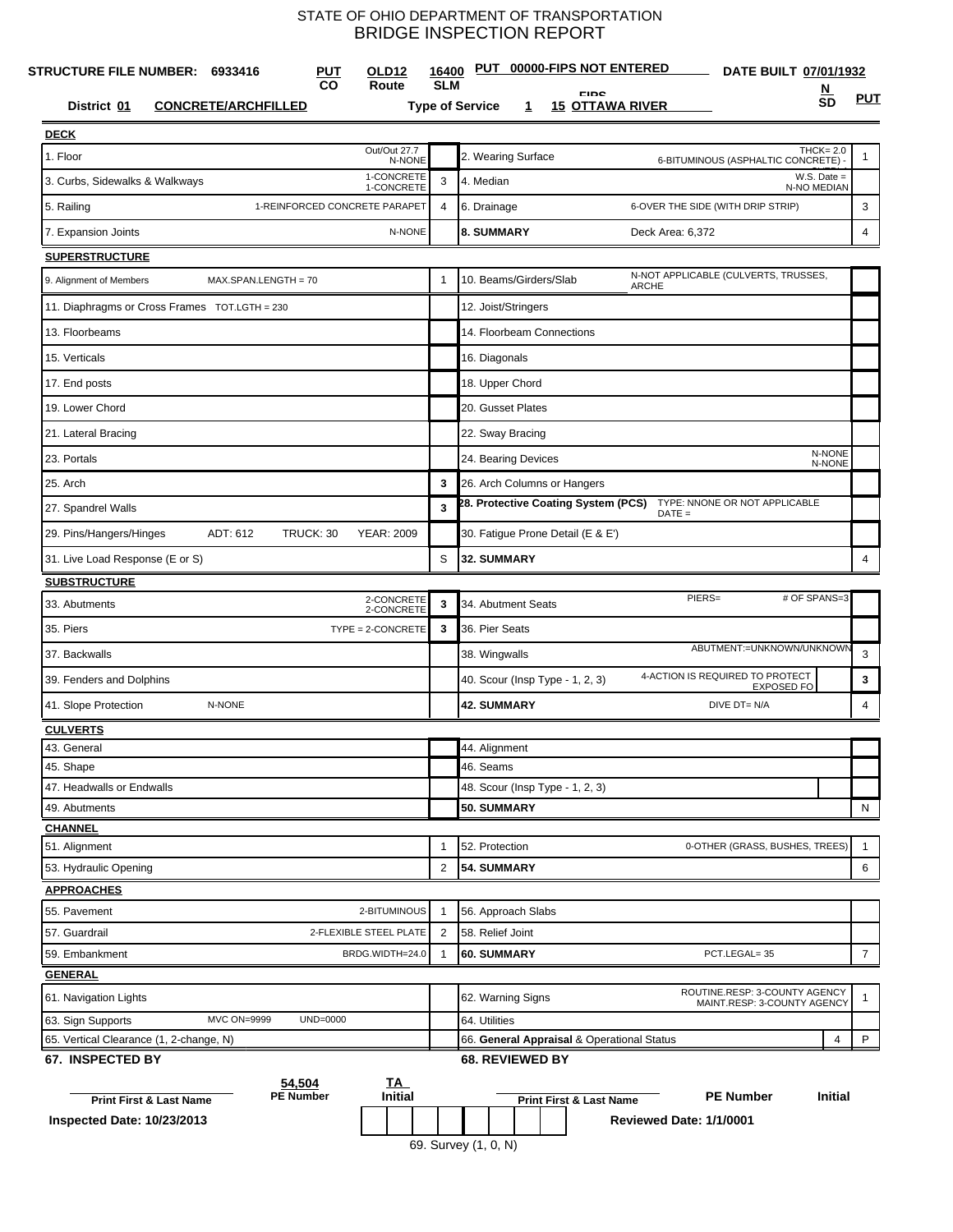# STATE OF OHIO DEPARTMENT OF TRANSPORTATION
## BRIDGE INSPECTION REPORT

**STRUCTURE FILE NUMBER: 6933416** | **PUT** CO | **OLD12** Route | **16400** SLM | **PUT 00000-FIPS NOT ENTERED** FIPS | **DATE BUILT 07/01/1932**

**District 01** | **CONCRETE/ARCHFILLED** | **Type of Service 1** | **15 OTTAWA RIVER** | **N** SD | **PUT**

### DECK

| | | | | | |
|---|---|---|---|---|---|
| 1. Floor | Out/Out 27.7 N-NONE | | 2. Wearing Surface | THCK= 2.0 6-BITUMINOUS (ASPHALTIC CONCRETE) - | 1 |
| 3. Curbs, Sidewalks & Walkways | 1-CONCRETE 1-CONCRETE | 3 | 4. Median | W.S. Date = N-NO MEDIAN | |
| 5. Railing | 1-REINFORCED CONCRETE PARAPET | 4 | 6. Drainage | 6-OVER THE SIDE (WITH DRIP STRIP) | 3 |
| 7. Expansion Joints | N-NONE | | **8. SUMMARY** | Deck Area: 6,372 | 4 |

### SUPERSTRUCTURE

| | | | | | |
|---|---|---|---|---|---|
| 9. Alignment of Members | MAX.SPAN.LENGTH = 70 | 1 | 10. Beams/Girders/Slab | N-NOT APPLICABLE (CULVERTS, TRUSSES, ARCHE | |
| 11. Diaphragms or Cross Frames | TOT.LGTH = 230 | | 12. Joist/Stringers | | |
| 13. Floorbeams | | | 14. Floorbeam Connections | | |
| 15. Verticals | | | 16. Diagonals | | |
| 17. End posts | | | 18. Upper Chord | | |
| 19. Lower Chord | | | 20. Gusset Plates | | |
| 21. Lateral Bracing | | | 22. Sway Bracing | | |
| 23. Portals | | | 24. Bearing Devices | N-NONE N-NONE | |
| 25. Arch | | 3 | 26. Arch Columns or Hangers | | |
| 27. Spandrel Walls | | 3 | **28. Protective Coating System (PCS)** | TYPE: NNONE OR NOT APPLICABLE DATE = | |
| 29. Pins/Hangers/Hinges | ADT: 612 TRUCK: 30 YEAR: 2009 | | 30. Fatigue Prone Detail (E & E') | | |
| 31. Live Load Response (E or S) | | S | **32. SUMMARY** | | 4 |

### SUBSTRUCTURE

| | | | | | |
|---|---|---|---|---|---|
| 33. Abutments | 2-CONCRETE 2-CONCRETE | 3 | 34. Abutment Seats | PIERS= # OF SPANS=3 | |
| 35. Piers | TYPE = 2-CONCRETE | 3 | 36. Pier Seats | | |
| 37. Backwalls | | | 38. Wingwalls | ABUTMENT:=UNKNOWN/UNKNOWN | 3 |
| 39. Fenders and Dolphins | | | 40. Scour (Insp Type - 1, 2, 3) | 4-ACTION IS REQUIRED TO PROTECT EXPOSED FO | 3 |
| 41. Slope Protection | N-NONE | | **42. SUMMARY** | DIVE DT= N/A | 4 |

### CULVERTS

| | | | | | |
|---|---|---|---|---|---|
| 43. General | | | 44. Alignment | | |
| 45. Shape | | | 46. Seams | | |
| 47. Headwalls or Endwalls | | | 48. Scour (Insp Type - 1, 2, 3) | | |
| 49. Abutments | | | **50. SUMMARY** | | N |

### CHANNEL

| | | | | | |
|---|---|---|---|---|---|
| 51. Alignment | | 1 | 52. Protection | 0-OTHER (GRASS, BUSHES, TREES) | 1 |
| 53. Hydraulic Opening | | 2 | **54. SUMMARY** | | 6 |

### APPROACHES

| | | | | | |
|---|---|---|---|---|---|
| 55. Pavement | 2-BITUMINOUS | 1 | 56. Approach Slabs | | |
| 57. Guardrail | 2-FLEXIBLE STEEL PLATE | 2 | 58. Relief Joint | | |
| 59. Embankment | BRDG.WIDTH=24.0 | 1 | **60. SUMMARY** | PCT.LEGAL= 35 | 7 |

### GENERAL

| | | | | | |
|---|---|---|---|---|---|
| 61. Navigation Lights | | | 62. Warning Signs | ROUTINE.RESP: 3-COUNTY AGENCY MAINT.RESP: 3-COUNTY AGENCY | 1 |
| 63. Sign Supports | MVC ON=9999 UND=0000 | | 64. Utilities | | |
| 65. Vertical Clearance (1, 2-change, N) | | | 66. **General Appraisal** & Operational Status | 4 | P |

**67. INSPECTED BY**

Print First & Last Name | **54,504** PE Number | **TA** Initial

**Inspected Date: 10/23/2013**

**68. REVIEWED BY**

Print First & Last Name | PE Number | Initial

**Reviewed Date: 1/1/0001**

69. Survey (1, 0, N)